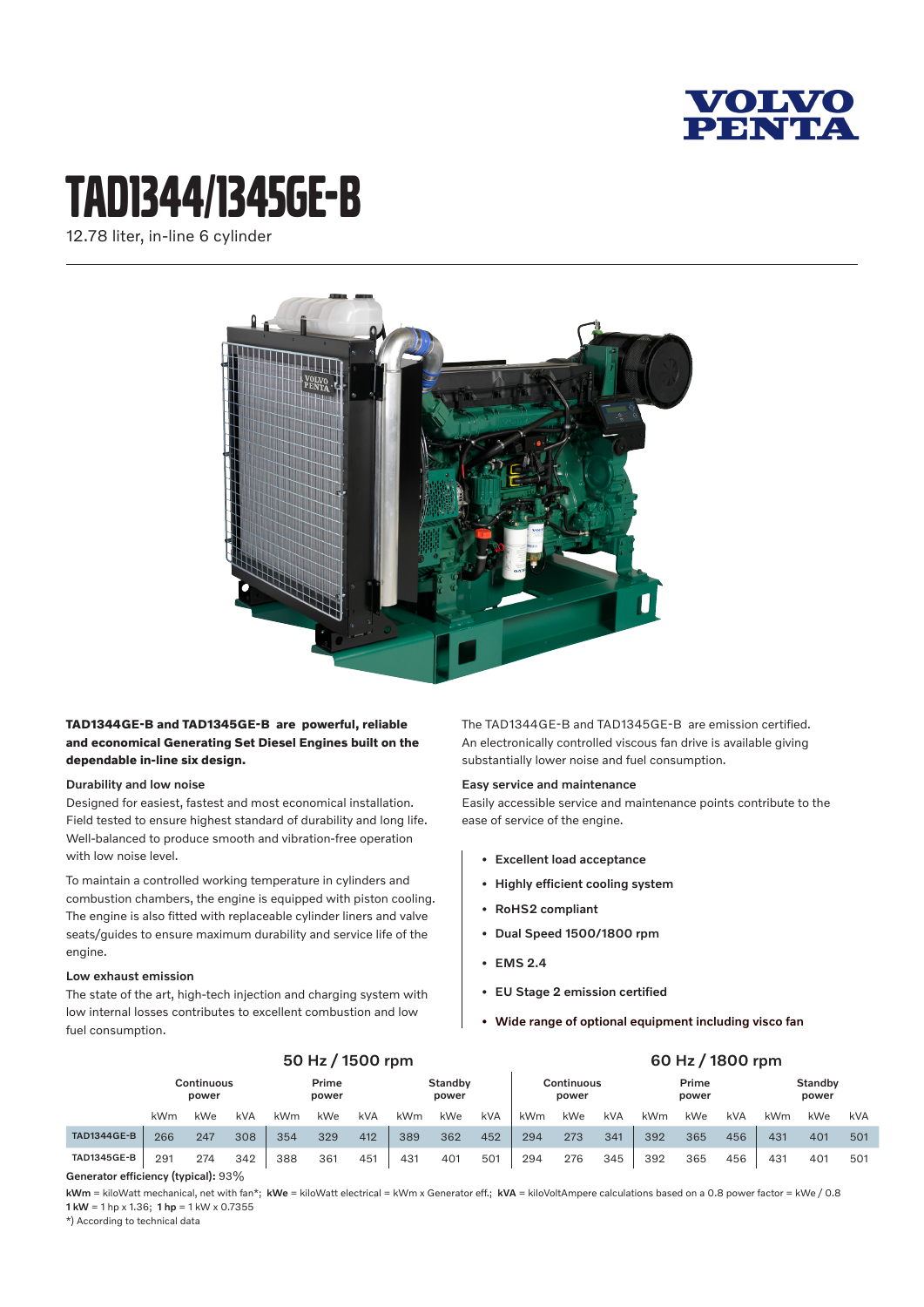VOLVO PENTA

# TAD1344/1345GE-B

12.78 liter, in-line 6 cylinder

**TAD1344GE-B and TAD1345GE-B are powerful, reliable and economical Generating Set Diesel Engines built on the dependable in-line six design.**

### Durability and low noise

Designed for easiest, fastest and most economical installation. Field tested to ensure highest standard of durability and long life. Well-balanced to produce smooth and vibration-free operation with low noise level.

To maintain a controlled working temperature in cylinders and combustion chambers, the engine is equipped with piston cooling. The engine is also fitted with replaceable cylinder liners and valve seats/guides to ensure maximum durability and service life of the engine.

### Low exhaust emission

The state of the art, high-tech injection and charging system with low internal losses contributes to excellent combustion and low fuel consumption.

The TAD1344GE-B and TAD1345GE-B are emission certified. An electronically controlled viscous fan drive is available giving substantially lower noise and fuel consumption.

### Easy service and maintenance

Easily accessible service and maintenance points contribute to the ease of service of the engine.

- **Excellent load acceptance**
- **Highly efficient cooling system**
- **RoHS2 compliant**
- **Dual Speed 1500/1800 rpm**
- **EMS 2.4**
- **EU Stage 2 emission certified**
- **Wide range of optional equipment including visco fan**

| | 50 Hz / 1500 rpm | | | | | | | | | 60 Hz / 1800 rpm | | | | | | | | |
|---|---|---|---|---|---|---|---|---|---|---|---|---|---|---|---|---|---|---|
| | Continuous power | | | Prime power | | | Standby power | | | Continuous power | | | Prime power | | | Standby power | | |
| | kWm | kWe | kVA | kWm | kWe | kVA | kWm | kWe | kVA | kWm | kWe | kVA | kWm | kWe | kVA | kWm | kWe | kVA |
| TAD1344GE-B | 266 | 247 | 308 | 354 | 329 | 412 | 389 | 362 | 452 | 294 | 273 | 341 | 392 | 365 | 456 | 431 | 401 | 501 |
| TAD1345GE-B | 291 | 274 | 342 | 388 | 361 | 451 | 431 | 401 | 501 | 294 | 276 | 345 | 392 | 365 | 456 | 431 | 401 | 501 |

**Generator efficiency (typical):** 93%

**kWm** = kiloWatt mechanical, net with fan*; **kWe** = kiloWatt electrical = kWm x Generator eff.; **kVA** = kiloVoltAmpere calculations based on a 0.8 power factor = kWe / 0.8
**1 kW** = 1 hp x 1.36; **1 hp** = 1 kW x 0.7355
*) According to technical data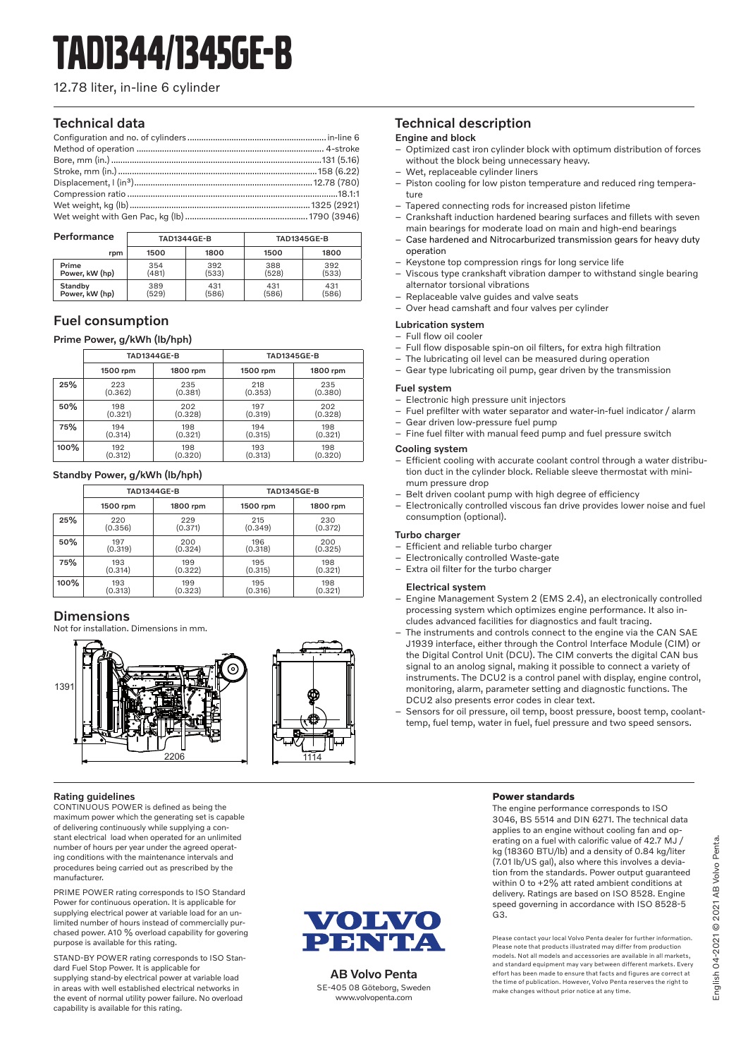# TAD1344/1345GE-B

12.78 liter, in-line 6 cylinder

## Technical data

Configuration and no. of cylinders ........................................................ in-line 6
Method of operation ........................................................................ 4-stroke
Bore, mm (in.) ................................................................................ 131 (5.16)
Stroke, mm (in.) ............................................................................. 158 (6.22)
Displacement, l (in³) ...................................................................... 12.78 (780)
Compression ratio .......................................................................... 18.1:1
Wet weight, kg (lb) ........................................................................ 1325 (2921)
Wet weight with Gen Pac, kg (lb) ................................................ 1790 (3946)

| Performance | TAD1344GE-B | | TAD1345GE-B | |
|---|---|---|---|---|
| rpm | 1500 | 1800 | 1500 | 1800 |
| Prime Power, kW (hp) | 354 (481) | 392 (533) | 388 (528) | 392 (533) |
| Standby Power, kW (hp) | 389 (529) | 431 (586) | 431 (586) | 431 (586) |

## Fuel consumption

### Prime Power, g/kWh (lb/hph)

| | TAD1344GE-B | | TAD1345GE-B | |
|---|---|---|---|---|
| | 1500 rpm | 1800 rpm | 1500 rpm | 1800 rpm |
| 25% | 223 (0.362) | 235 (0.381) | 218 (0.353) | 235 (0.380) |
| 50% | 198 (0.321) | 202 (0.328) | 197 (0.319) | 202 (0.328) |
| 75% | 194 (0.314) | 198 (0.321) | 194 (0.315) | 198 (0.321) |
| 100% | 192 (0.312) | 198 (0.320) | 193 (0.313) | 198 (0.320) |

### Standby Power, g/kWh (lb/hph)

| | TAD1344GE-B | | TAD1345GE-B | |
|---|---|---|---|---|
| | 1500 rpm | 1800 rpm | 1500 rpm | 1800 rpm |
| 25% | 220 (0.356) | 229 (0.371) | 215 (0.349) | 230 (0.372) |
| 50% | 197 (0.319) | 200 (0.324) | 196 (0.318) | 200 (0.325) |
| 75% | 193 (0.314) | 199 (0.322) | 195 (0.315) | 198 (0.321) |
| 100% | 193 (0.313) | 199 (0.323) | 195 (0.316) | 198 (0.321) |

## Dimensions

Not for installation. Dimensions in mm.

1391

2206

1114

## Technical description

### Engine and block

- Optimized cast iron cylinder block with optimum distribution of forces without the block being unnecessary heavy.
- Wet, replaceable cylinder liners
- Piston cooling for low piston temperature and reduced ring temperature
- Tapered connecting rods for increased piston lifetime
- Crankshaft induction hardened bearing surfaces and fillets with seven main bearings for moderate load on main and high-end bearings
- Case hardened and Nitrocarburized transmission gears for heavy duty operation
- Keystone top compression rings for long service life
- Viscous type crankshaft vibration damper to withstand single bearing alternator torsional vibrations
- Replaceable valve guides and valve seats
- Over head camshaft and four valves per cylinder

### Lubrication system

- Full flow oil cooler
- Full flow disposable spin-on oil filters, for extra high filtration
- The lubricating oil level can be measured during operation
- Gear type lubricating oil pump, gear driven by the transmission

### Fuel system

- Electronic high pressure unit injectors
- Fuel prefilter with water separator and water-in-fuel indicator / alarm
- Gear driven low-pressure fuel pump
- Fine fuel filter with manual feed pump and fuel pressure switch

### Cooling system

- Efficient cooling with accurate coolant control through a water distribution duct in the cylinder block. Reliable sleeve thermostat with minimum pressure drop
- Belt driven coolant pump with high degree of efficiency
- Electronically controlled viscous fan drive provides lower noise and fuel consumption (optional).

### Turbo charger

- Efficient and reliable turbo charger
- Electronically controlled Waste-gate
- Extra oil filter for the turbo charger

### Electrical system

- Engine Management System 2 (EMS 2.4), an electronically controlled processing system which optimizes engine performance. It also includes advanced facilities for diagnostics and fault tracing.
- The instruments and controls connect to the engine via the CAN SAE J1939 interface, either through the Control Interface Module (CIM) or the Digital Control Unit (DCU). The CIM converts the digital CAN bus signal to an analog signal, making it possible to connect a variety of instruments. The DCU2 is a control panel with display, engine control, monitoring, alarm, parameter setting and diagnostic functions. The DCU2 also presents error codes in clear text.
- Sensors for oil pressure, oil temp, boost pressure, boost temp, coolant-temp, fuel temp, water in fuel, fuel pressure and two speed sensors.

### Rating guidelines

CONTINUOUS POWER is defined as being the maximum power which the generating set is capable of delivering continuously while supplying a constant electrical load when operated for an unlimited number of hours per year under the agreed operating conditions with the maintenance intervals and procedures being carried out as prescribed by the manufacturer.

PRIME POWER rating corresponds to ISO Standard Power for continuous operation. It is applicable for supplying electrical power at variable load for an unlimited number of hours instead of commercially purchased power. A10 % overload capability for govering purpose is available for this rating.

STAND-BY POWER rating corresponds to ISO Standard Fuel Stop Power. It is applicable for supplying stand-by electrical power at variable load in areas with well established electrical networks in the event of normal utility power failure. No overload capability is available for this rating.

### Power standards

The engine performance corresponds to ISO 3046, BS 5514 and DIN 6271. The technical data applies to an engine without cooling fan and operating on a fuel with calorific value of 42.7 MJ / kg (18360 BTU/lb) and a density of 0.84 kg/liter (7.01 lb/US gal), also where this involves a deviation from the standards. Power output guaranteed within 0 to +2% att rated ambient conditions at delivery. Ratings are based on ISO 8528. Engine speed governing in accordance with ISO 8528-5 G3.

Please contact your local Volvo Penta dealer for further information. Please note that products illustrated may differ from production models. Not all models and accessories are available in all markets, and standard equipment may vary between different markets. Every effort has been made to ensure that facts and figures are correct at the time of publication. However, Volvo Penta reserves the right to make changes without prior notice at any time.

VOLVO PENTA

**AB Volvo Penta**
SE-405 08 Göteborg, Sweden
www.volvopenta.com

English 04-2021 © 2021 AB Volvo Penta.